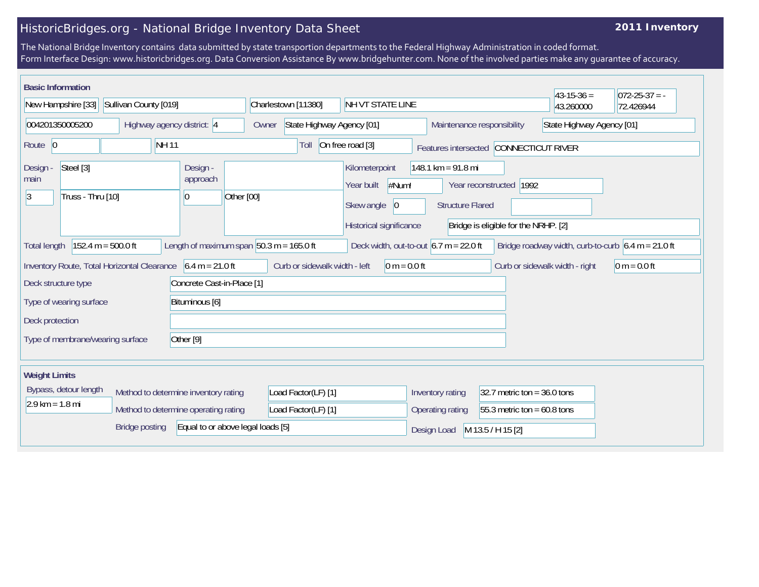# HistoricBridges.org - National Bridge Inventory Data Sheet

**2011 Inventory**

The National Bridge Inventory contains data submitted by state transportion departments to the Federal Highway Administration in coded format.
Form Interface Design: www.historicbridges.org. Data Conversion Assistance By www.bridgehunter.com. None of the involved parties make any guarantee of accuracy.

## Basic Information

| | | | | | |
|---|---|---|---|---|---|
| New Hampshire [33] | Sullivan County [019] | Charlestown [11380] | NH VT STATE LINE | 43-15-36 = 43.260000 | 072-25-37 = -72.426944 |

- 004201350005200
- Highway agency district: 4
- Owner: State Highway Agency [01]
- Maintenance responsibility: State Highway Agency [01]
- Route: 0 | | NH 11
- Toll: On free road [3]
- Features intersected: CONNECTICUT RIVER
- Design - main: Steel [3] | 3 | Truss - Thru [10]
- Design - approach: | 0 | Other [00]
- Kilometerpoint: 148.1 km = 91.8 mi
- Year built: #Num!
- Year reconstructed: 1992
- Skew angle: 0
- Structure Flared:
- Historical significance: Bridge is eligible for the NRHP. [2]
- Total length: 152.4 m = 500.0 ft
- Length of maximum span: 50.3 m = 165.0 ft
- Deck width, out-to-out: 6.7 m = 22.0 ft
- Bridge roadway width, curb-to-curb: 6.4 m = 21.0 ft
- Inventory Route, Total Horizontal Clearance: 6.4 m = 21.0 ft
- Curb or sidewalk width - left: 0 m = 0.0 ft
- Curb or sidewalk width - right: 0 m = 0.0 ft
- Deck structure type: Concrete Cast-in-Place [1]
- Type of wearing surface: Bituminous [6]
- Deck protection:
- Type of membrane/wearing surface: Other [9]

## Weight Limits

- Bypass, detour length: 2.9 km = 1.8 mi
- Method to determine inventory rating: Load Factor(LF) [1]
- Method to determine operating rating: Load Factor(LF) [1]
- Bridge posting: Equal to or above legal loads [5]
- Inventory rating: 32.7 metric ton = 36.0 tons
- Operating rating: 55.3 metric ton = 60.8 tons
- Design Load: M 13.5 / H 15 [2]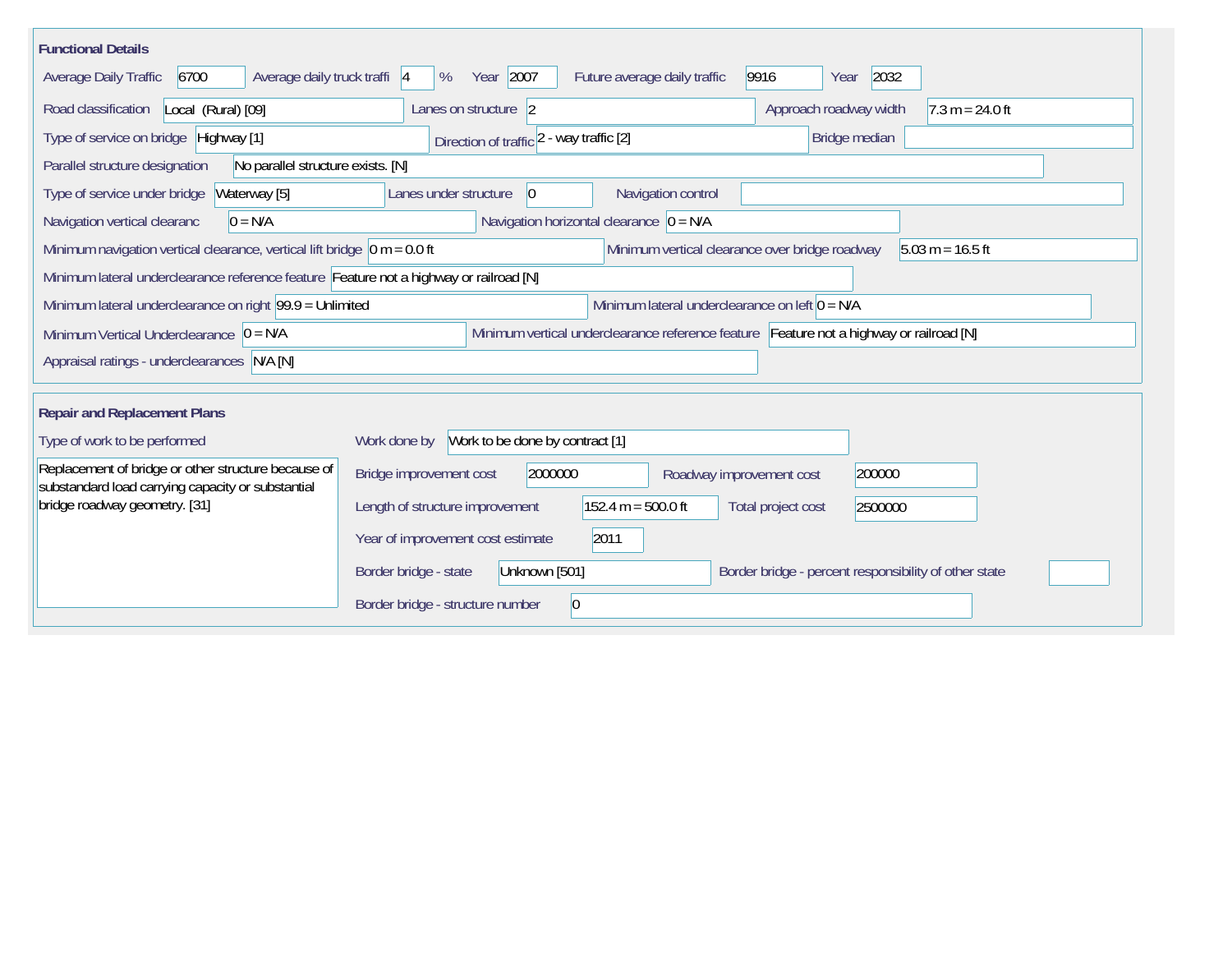## Functional Details

| Field | Value |
| --- | --- |
| Average Daily Traffic | 6700 |
| Average daily truck traffi | 4 % |
| Year | 2007 |
| Future average daily traffic | 9916 |
| Year | 2032 |
| Road classification | Local (Rural) [09] |
| Lanes on structure | 2 |
| Approach roadway width | 7.3 m = 24.0 ft |
| Type of service on bridge | Highway [1] |
| Direction of traffic | 2 - way traffic [2] |
| Bridge median | |
| Parallel structure designation | No parallel structure exists. [N] |
| Type of service under bridge | Waterway [5] |
| Lanes under structure | 0 |
| Navigation control | |
| Navigation vertical clearanc | 0 = N/A |
| Navigation horizontal clearance | 0 = N/A |
| Minimum navigation vertical clearance, vertical lift bridge | 0 m = 0.0 ft |
| Minimum vertical clearance over bridge roadway | 5.03 m = 16.5 ft |
| Minimum lateral underclearance reference feature | Feature not a highway or railroad [N] |
| Minimum lateral underclearance on right | 99.9 = Unlimited |
| Minimum lateral underclearance on left | 0 = N/A |
| Minimum Vertical Underclearance | 0 = N/A |
| Minimum vertical underclearance reference feature | Feature not a highway or railroad [N] |
| Appraisal ratings - underclearances | N/A [N] |

## Repair and Replacement Plans

| Field | Value |
| --- | --- |
| Type of work to be performed | Replacement of bridge or other structure because of substandard load carrying capacity or substantial bridge roadway geometry. [31] |
| Work done by | Work to be done by contract [1] |
| Bridge improvement cost | 2000000 |
| Roadway improvement cost | 200000 |
| Length of structure improvement | 152.4 m = 500.0 ft |
| Total project cost | 2500000 |
| Year of improvement cost estimate | 2011 |
| Border bridge - state | Unknown [501] |
| Border bridge - percent responsibility of other state | |
| Border bridge - structure number | 0 |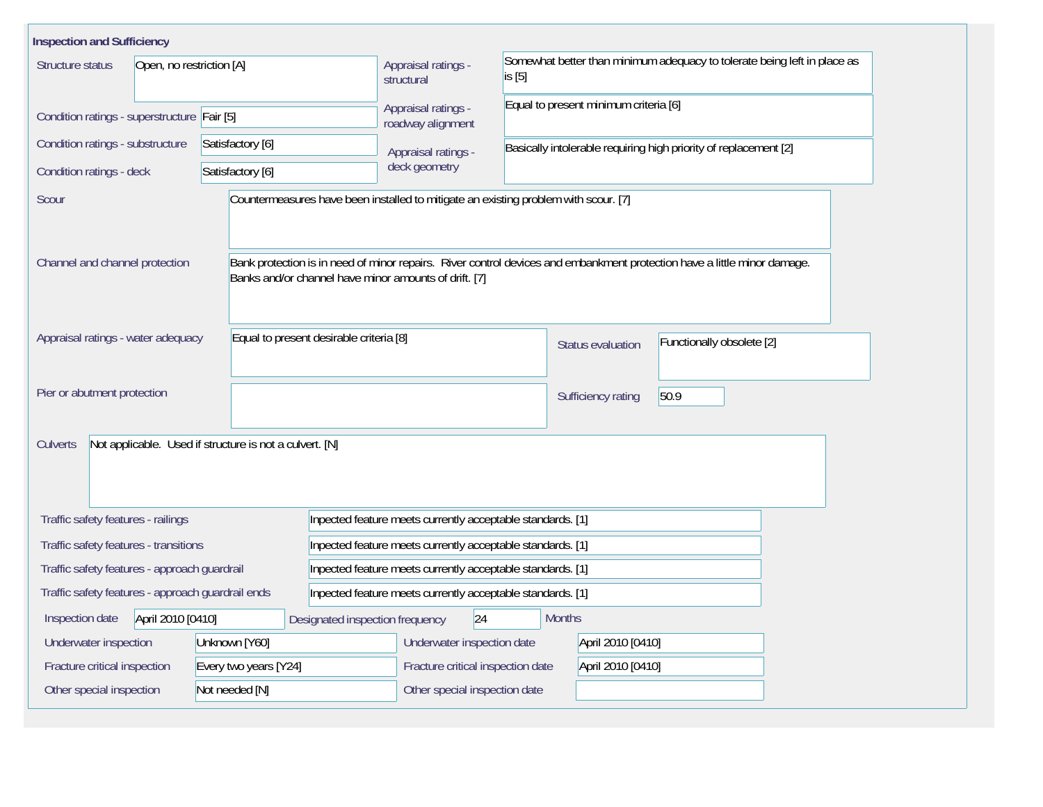## Inspection and Sufficiency

| Field | Value |
| --- | --- |
| Structure status | Open, no restriction [A] |
| Appraisal ratings - structural | Somewhat better than minimum adequacy to tolerate being left in place as is [5] |
| Condition ratings - superstructure | Fair [5] |
| Appraisal ratings - roadway alignment | Equal to present minimum criteria [6] |
| Condition ratings - substructure | Satisfactory [6] |
| Appraisal ratings - deck geometry | Basically intolerable requiring high priority of replacement [2] |
| Condition ratings - deck | Satisfactory [6] |
| Scour | Countermeasures have been installed to mitigate an existing problem with scour. [7] |
| Channel and channel protection | Bank protection is in need of minor repairs. River control devices and embankment protection have a little minor damage. Banks and/or channel have minor amounts of drift. [7] |
| Appraisal ratings - water adequacy | Equal to present desirable criteria [8] |
| Status evaluation | Functionally obsolete [2] |
| Pier or abutment protection | |
| Sufficiency rating | 50.9 |
| Culverts | Not applicable. Used if structure is not a culvert. [N] |
| Traffic safety features - railings | Inpected feature meets currently acceptable standards. [1] |
| Traffic safety features - transitions | Inpected feature meets currently acceptable standards. [1] |
| Traffic safety features - approach guardrail | Inpected feature meets currently acceptable standards. [1] |
| Traffic safety features - approach guardrail ends | Inpected feature meets currently acceptable standards. [1] |
| Inspection date | April 2010 [0410] |
| Designated inspection frequency | 24 Months |
| Underwater inspection | Unknown [Y60] |
| Underwater inspection date | April 2010 [0410] |
| Fracture critical inspection | Every two years [Y24] |
| Fracture critical inspection date | April 2010 [0410] |
| Other special inspection | Not needed [N] |
| Other special inspection date | |